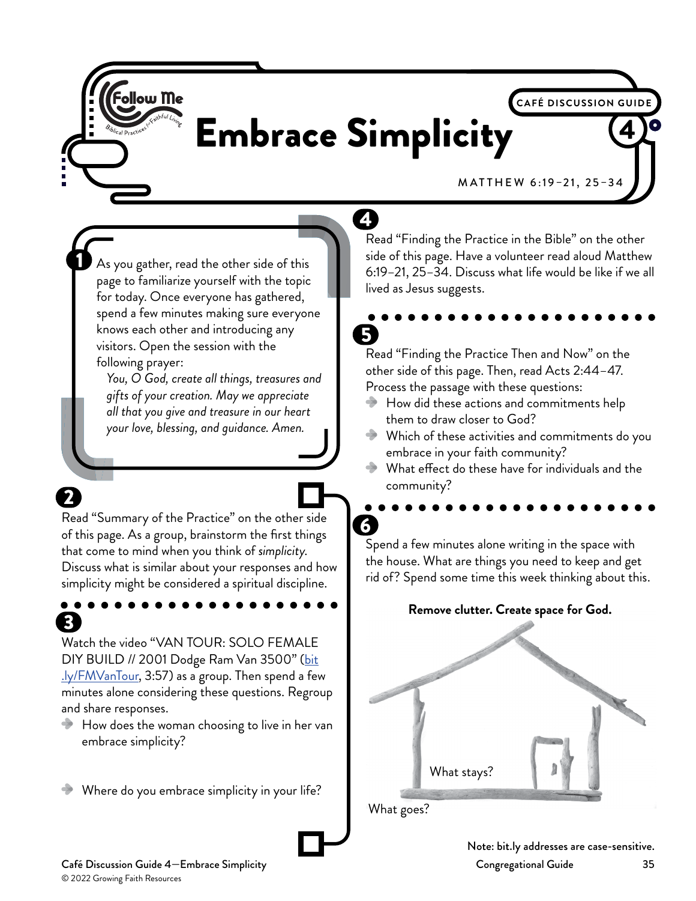Follow Me — Biblical Practices for Faithful Living

CAFÉ DISCUSSION GUIDE 4

# Embrace Simplicity

MATTHEW 6:19–21, 25–34

**1** As you gather, read the other side of this page to familiarize yourself with the topic for today. Once everyone has gathered, spend a few minutes making sure everyone knows each other and introducing any visitors. Open the session with the following prayer:

*You, O God, create all things, treasures and gifts of your creation. May we appreciate all that you give and treasure in our heart your love, blessing, and guidance. Amen.*

**2** Read "Summary of the Practice" on the other side of this page. As a group, brainstorm the first things that come to mind when you think of *simplicity*. Discuss what is similar about your responses and how simplicity might be considered a spiritual discipline.

**3** Watch the video "VAN TOUR: SOLO FEMALE DIY BUILD // 2001 Dodge Ram Van 3500" (bit.ly/FMVanTour, 3:57) as a group. Then spend a few minutes alone considering these questions. Regroup and share responses.

- How does the woman choosing to live in her van embrace simplicity?
- Where do you embrace simplicity in your life?

**4** Read "Finding the Practice in the Bible" on the other side of this page. Have a volunteer read aloud Matthew 6:19–21, 25–34. Discuss what life would be like if we all lived as Jesus suggests.

**5** Read "Finding the Practice Then and Now" on the other side of this page. Then, read Acts 2:44–47. Process the passage with these questions:

- How did these actions and commitments help them to draw closer to God?
- Which of these activities and commitments do you embrace in your faith community?
- What effect do these have for individuals and the community?

**6** Spend a few minutes alone writing in the space with the house. What are things you need to keep and get rid of? Spend some time this week thinking about this.

**Remove clutter. Create space for God.**

What stays?

What goes?

**Note: bit.ly addresses are case-sensitive.**

Café Discussion Guide 4—Embrace Simplicity

© 2022 Growing Faith Resources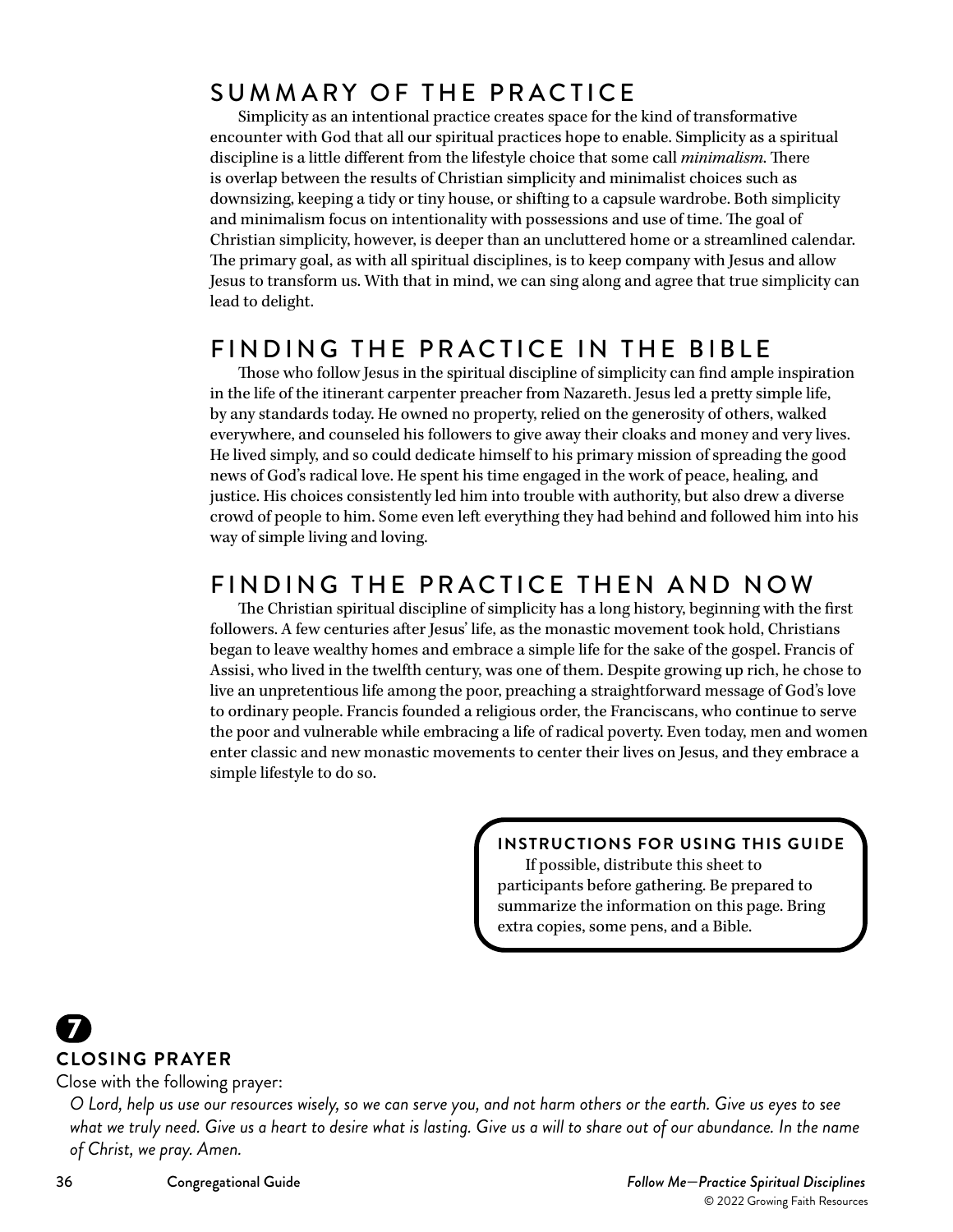## SUMMARY OF THE PRACTICE

Simplicity as an intentional practice creates space for the kind of transformative encounter with God that all our spiritual practices hope to enable. Simplicity as a spiritual discipline is a little different from the lifestyle choice that some call *minimalism*. There is overlap between the results of Christian simplicity and minimalist choices such as downsizing, keeping a tidy or tiny house, or shifting to a capsule wardrobe. Both simplicity and minimalism focus on intentionality with possessions and use of time. The goal of Christian simplicity, however, is deeper than an uncluttered home or a streamlined calendar. The primary goal, as with all spiritual disciplines, is to keep company with Jesus and allow Jesus to transform us. With that in mind, we can sing along and agree that true simplicity can lead to delight.

## FINDING THE PRACTICE IN THE BIBLE

Those who follow Jesus in the spiritual discipline of simplicity can find ample inspiration in the life of the itinerant carpenter preacher from Nazareth. Jesus led a pretty simple life, by any standards today. He owned no property, relied on the generosity of others, walked everywhere, and counseled his followers to give away their cloaks and money and very lives. He lived simply, and so could dedicate himself to his primary mission of spreading the good news of God's radical love. He spent his time engaged in the work of peace, healing, and justice. His choices consistently led him into trouble with authority, but also drew a diverse crowd of people to him. Some even left everything they had behind and followed him into his way of simple living and loving.

## FINDING THE PRACTICE THEN AND NOW

The Christian spiritual discipline of simplicity has a long history, beginning with the first followers. A few centuries after Jesus' life, as the monastic movement took hold, Christians began to leave wealthy homes and embrace a simple life for the sake of the gospel. Francis of Assisi, who lived in the twelfth century, was one of them. Despite growing up rich, he chose to live an unpretentious life among the poor, preaching a straightforward message of God's love to ordinary people. Francis founded a religious order, the Franciscans, who continue to serve the poor and vulnerable while embracing a life of radical poverty. Even today, men and women enter classic and new monastic movements to center their lives on Jesus, and they embrace a simple lifestyle to do so.

**INSTRUCTIONS FOR USING THIS GUIDE**

If possible, distribute this sheet to participants before gathering. Be prepared to summarize the information on this page. Bring extra copies, some pens, and a Bible.

### 7 CLOSING PRAYER

Close with the following prayer:

*O Lord, help us use our resources wisely, so we can serve you, and not harm others or the earth. Give us eyes to see what we truly need. Give us a heart to desire what is lasting. Give us a will to share out of our abundance. In the name of Christ, we pray. Amen.*